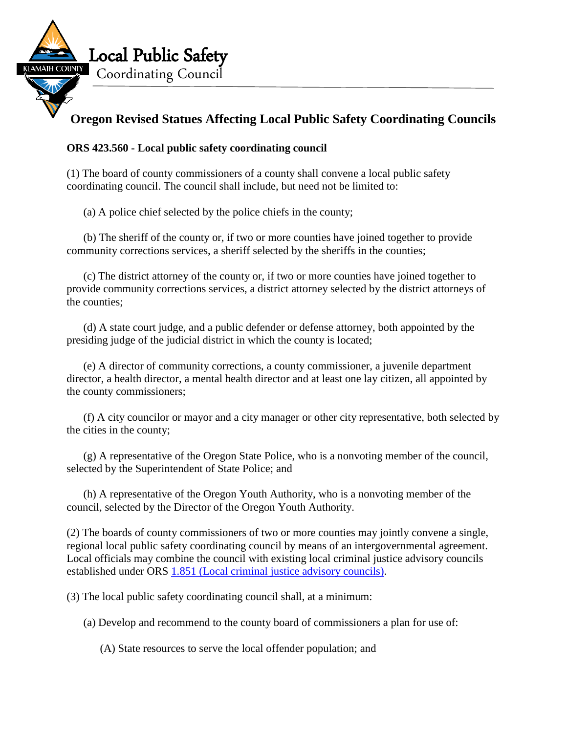# Local Public Safety Coordinating Council

## Oregon Revised Statues Affecting Local Public Safety Coordinating Councils

**ORS 423.560 - Local public safety coordinating council**

(1) The board of county commissioners of a county shall convene a local public safety coordinating council. The council shall include, but need not be limited to:

(a) A police chief selected by the police chiefs in the county;

(b) The sheriff of the county or, if two or more counties have joined together to provide community corrections services, a sheriff selected by the sheriffs in the counties;

(c) The district attorney of the county or, if two or more counties have joined together to provide community corrections services, a district attorney selected by the district attorneys of the counties;

(d) A state court judge, and a public defender or defense attorney, both appointed by the presiding judge of the judicial district in which the county is located;

(e) A director of community corrections, a county commissioner, a juvenile department director, a health director, a mental health director and at least one lay citizen, all appointed by the county commissioners;

(f) A city councilor or mayor and a city manager or other city representative, both selected by the cities in the county;

(g) A representative of the Oregon State Police, who is a nonvoting member of the council, selected by the Superintendent of State Police; and

(h) A representative of the Oregon Youth Authority, who is a nonvoting member of the council, selected by the Director of the Oregon Youth Authority.

(2) The boards of county commissioners of two or more counties may jointly convene a single, regional local public safety coordinating council by means of an intergovernmental agreement. Local officials may combine the council with existing local criminal justice advisory councils established under ORS [1.851 (Local criminal justice advisory councils)](#).

(3) The local public safety coordinating council shall, at a minimum:

(a) Develop and recommend to the county board of commissioners a plan for use of:

(A) State resources to serve the local offender population; and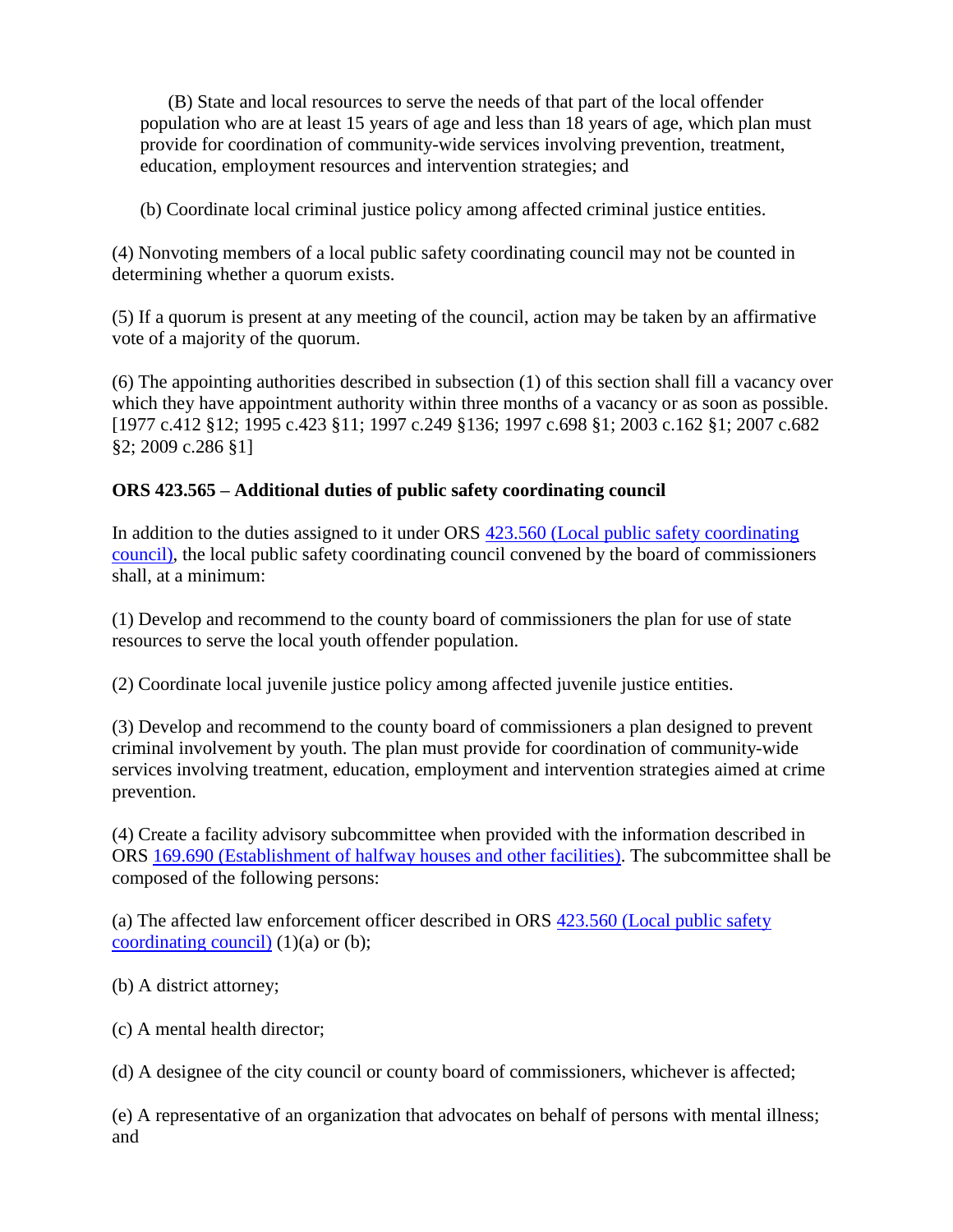(B) State and local resources to serve the needs of that part of the local offender population who are at least 15 years of age and less than 18 years of age, which plan must provide for coordination of community-wide services involving prevention, treatment, education, employment resources and intervention strategies; and

(b) Coordinate local criminal justice policy among affected criminal justice entities.

(4) Nonvoting members of a local public safety coordinating council may not be counted in determining whether a quorum exists.

(5) If a quorum is present at any meeting of the council, action may be taken by an affirmative vote of a majority of the quorum.

(6) The appointing authorities described in subsection (1) of this section shall fill a vacancy over which they have appointment authority within three months of a vacancy or as soon as possible. [1977 c.412 §12; 1995 c.423 §11; 1997 c.249 §136; 1997 c.698 §1; 2003 c.162 §1; 2007 c.682 §2; 2009 c.286 §1]

**ORS 423.565 – Additional duties of public safety coordinating council**

In addition to the duties assigned to it under ORS 423.560 (Local public safety coordinating council), the local public safety coordinating council convened by the board of commissioners shall, at a minimum:

(1) Develop and recommend to the county board of commissioners the plan for use of state resources to serve the local youth offender population.

(2) Coordinate local juvenile justice policy among affected juvenile justice entities.

(3) Develop and recommend to the county board of commissioners a plan designed to prevent criminal involvement by youth. The plan must provide for coordination of community-wide services involving treatment, education, employment and intervention strategies aimed at crime prevention.

(4) Create a facility advisory subcommittee when provided with the information described in ORS 169.690 (Establishment of halfway houses and other facilities). The subcommittee shall be composed of the following persons:

(a) The affected law enforcement officer described in ORS 423.560 (Local public safety coordinating council) (1)(a) or (b);

(b) A district attorney;

(c) A mental health director;

(d) A designee of the city council or county board of commissioners, whichever is affected;

(e) A representative of an organization that advocates on behalf of persons with mental illness; and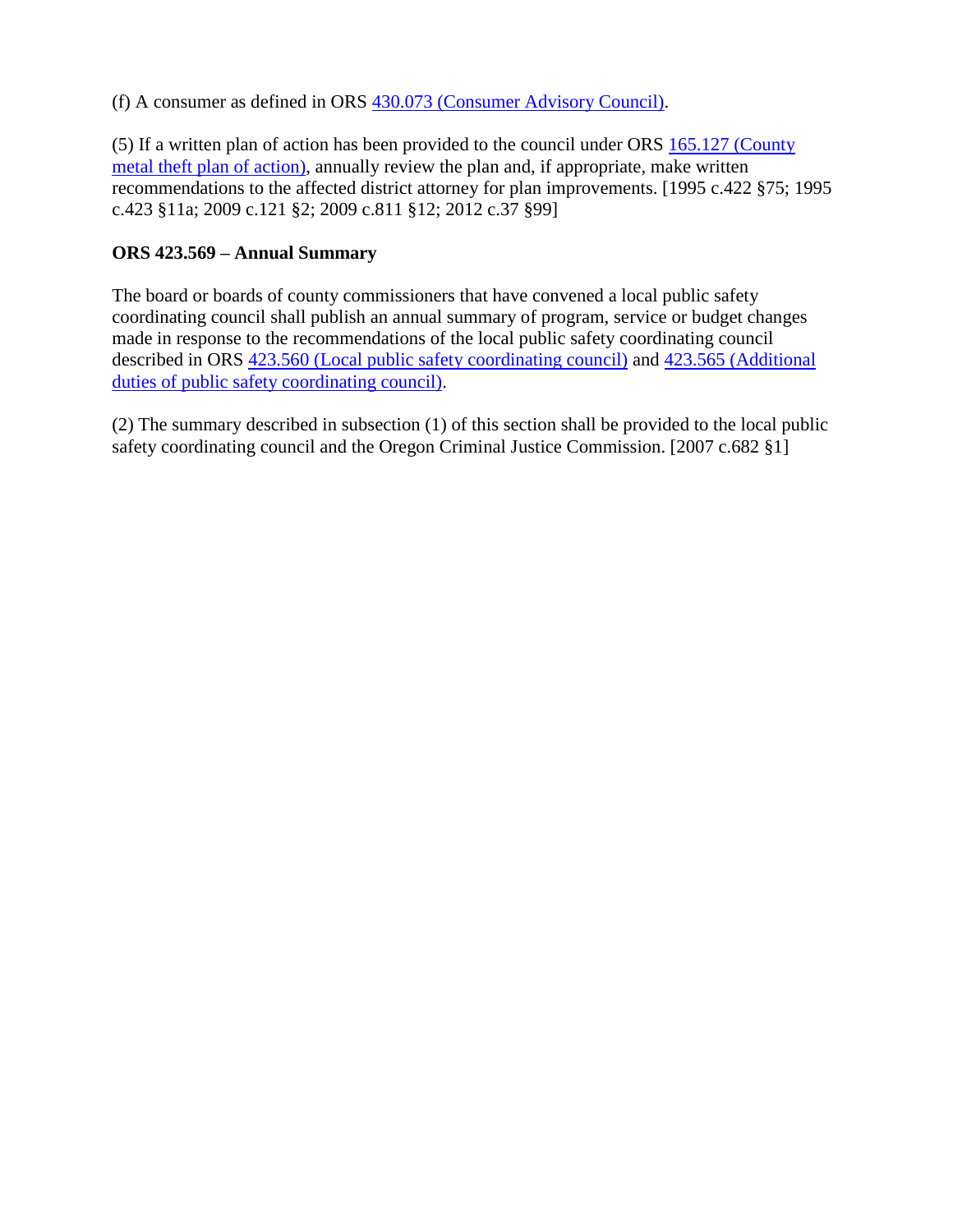(f) A consumer as defined in ORS 430.073 (Consumer Advisory Council).

(5) If a written plan of action has been provided to the council under ORS 165.127 (County metal theft plan of action), annually review the plan and, if appropriate, make written recommendations to the affected district attorney for plan improvements. [1995 c.422 §75; 1995 c.423 §11a; 2009 c.121 §2; 2009 c.811 §12; 2012 c.37 §99]

**ORS 423.569 – Annual Summary**

The board or boards of county commissioners that have convened a local public safety coordinating council shall publish an annual summary of program, service or budget changes made in response to the recommendations of the local public safety coordinating council described in ORS 423.560 (Local public safety coordinating council) and 423.565 (Additional duties of public safety coordinating council).

(2) The summary described in subsection (1) of this section shall be provided to the local public safety coordinating council and the Oregon Criminal Justice Commission. [2007 c.682 §1]